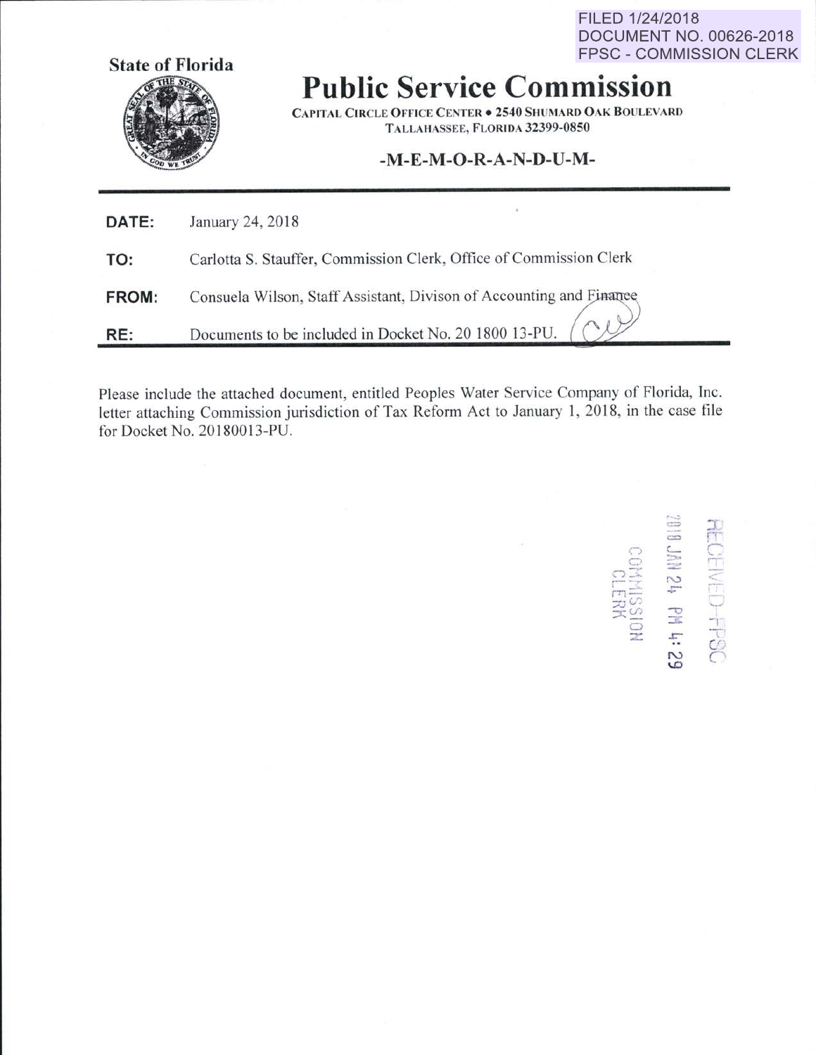FILED 1/24/2018
DOCUMENT NO. 00626-2018
FPSC - COMMISSION CLERK

**State of Florida**

# Public Service Commission

CAPITAL CIRCLE OFFICE CENTER • 2540 SHUMARD OAK BOULEVARD
TALLAHASSEE, FLORIDA 32399-0850

**-M-E-M-O-R-A-N-D-U-M-**

**DATE:** January 24, 2018

**TO:** Carlotta S. Stauffer, Commission Clerk, Office of Commission Clerk

**FROM:** Consuela Wilson, Staff Assistant, Divison of Accounting and Finance

**RE:** Documents to be included in Docket No. 20 1800 13-PU.

Please include the attached document, entitled Peoples Water Service Company of Florida, Inc. letter attaching Commission jurisdiction of Tax Reform Act to January 1, 2018, in the case file for Docket No. 20180013-PU.

RECEIVED-FPSC
2018 JAN 24 PM 4:29
COMMISSION CLERK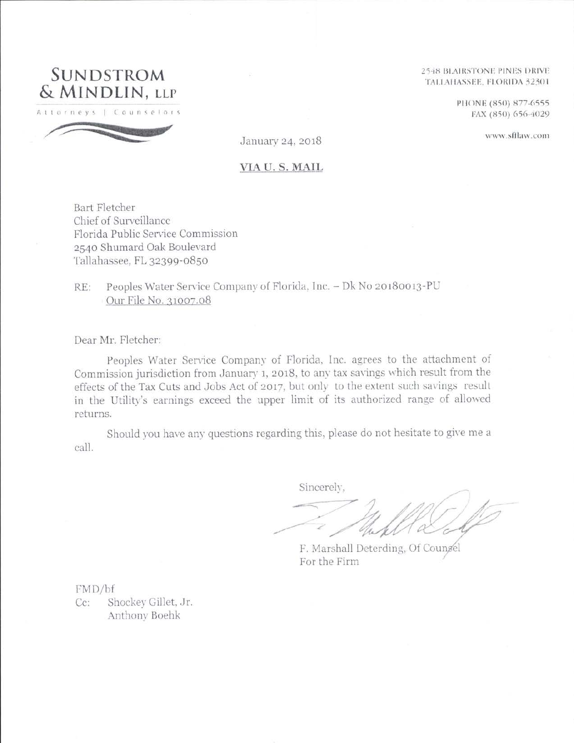# SUNDSTROM & MINDLIN, LLP

Attorneys | Counselors

2548 BLAIRSTONE PINES DRIVE
TALLAHASSEE, FLORIDA 32301

PHONE (850) 877-6555
FAX (850) 656-4029

www.sfflaw.com

January 24, 2018

**VIA U. S. MAIL**

Bart Fletcher
Chief of Surveillance
Florida Public Service Commission
2540 Shumard Oak Boulevard
Tallahassee, FL 32399-0850

RE: Peoples Water Service Company of Florida, Inc. – Dk No 20180013-PU
Our File No. 31007.08

Dear Mr. Fletcher:

Peoples Water Service Company of Florida, Inc. agrees to the attachment of Commission jurisdiction from January 1, 2018, to any tax savings which result from the effects of the Tax Cuts and Jobs Act of 2017, but only to the extent such savings result in the Utility's earnings exceed the upper limit of its authorized range of allowed returns.

Should you have any questions regarding this, please do not hesitate to give me a call.

Sincerely,

F. Marshall Deterding, Of Counsel
For the Firm

FMD/bf
Cc: Shockey Gillet, Jr.
Anthony Boehk